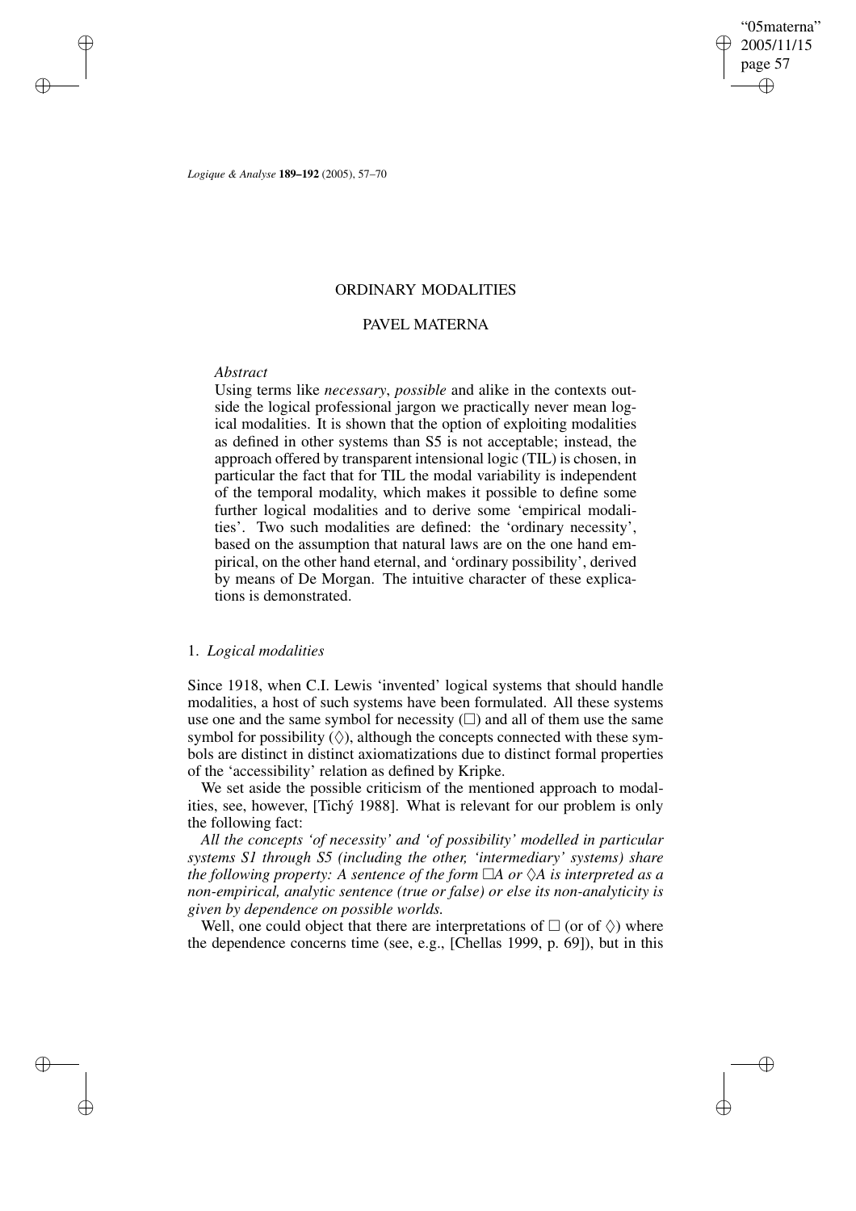# ORDINARY MODALITIES

## PAVEL MATERNA

*Abstract*

Using terms like *necessary*, *possible* and alike in the contexts outside the logical professional jargon we practically never mean logical modalities. It is shown that the option of exploiting modalities as defined in other systems than S5 is not acceptable; instead, the approach offered by transparent intensional logic (TIL) is chosen, in particular the fact that for TIL the modal variability is independent of the temporal modality, which makes it possible to define some further logical modalities and to derive some 'empirical modalities'. Two such modalities are defined: the 'ordinary necessity', based on the assumption that natural laws are on the one hand empirical, on the other hand eternal, and 'ordinary possibility', derived by means of De Morgan. The intuitive character of these explications is demonstrated.

### 1. *Logical modalities*

Since 1918, when C.I. Lewis 'invented' logical systems that should handle modalities, a host of such systems have been formulated. All these systems use one and the same symbol for necessity ($\Box$) and all of them use the same symbol for possibility ($\Diamond$), although the concepts connected with these symbols are distinct in distinct axiomatizations due to distinct formal properties of the 'accessibility' relation as defined by Kripke.

We set aside the possible criticism of the mentioned approach to modalities, see, however, [Tichý 1988]. What is relevant for our problem is only the following fact:

*All the concepts 'of necessity' and 'of possibility' modelled in particular systems S1 through S5 (including the other, 'intermediary' systems) share the following property: A sentence of the form $\Box A$ or $\Diamond A$ is interpreted as a non-empirical, analytic sentence (true or false) or else its non-analyticity is given by dependence on possible worlds.*

Well, one could object that there are interpretations of $\Box$ (or of $\Diamond$) where the dependence concerns time (see, e.g., [Chellas 1999, p. 69]), but in this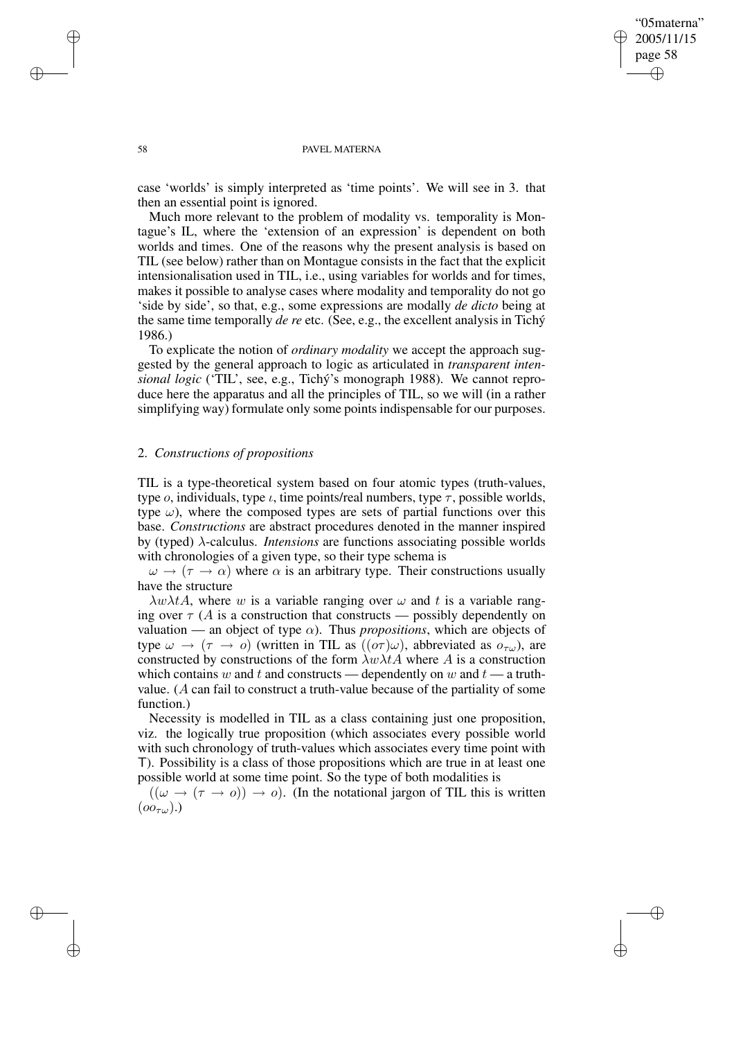case 'worlds' is simply interpreted as 'time points'. We will see in 3. that then an essential point is ignored.

Much more relevant to the problem of modality vs. temporality is Montague's IL, where the 'extension of an expression' is dependent on both worlds and times. One of the reasons why the present analysis is based on TIL (see below) rather than on Montague consists in the fact that the explicit intensionalisation used in TIL, i.e., using variables for worlds and for times, makes it possible to analyse cases where modality and temporality do not go 'side by side', so that, e.g., some expressions are modally *de dicto* being at the same time temporally *de re* etc. (See, e.g., the excellent analysis in Tichý 1986.)

To explicate the notion of *ordinary modality* we accept the approach suggested by the general approach to logic as articulated in *transparent intensional logic* ('TIL', see, e.g., Tichý's monograph 1988). We cannot reproduce here the apparatus and all the principles of TIL, so we will (in a rather simplifying way) formulate only some points indispensable for our purposes.

## 2. *Constructions of propositions*

TIL is a type-theoretical system based on four atomic types (truth-values, type $o$, individuals, type $\iota$, time points/real numbers, type $\tau$, possible worlds, type $\omega$), where the composed types are sets of partial functions over this base. *Constructions* are abstract procedures denoted in the manner inspired by (typed) $\lambda$-calculus. *Intensions* are functions associating possible worlds with chronologies of a given type, so their type schema is

$\omega \rightarrow (\tau \rightarrow \alpha)$ where $\alpha$ is an arbitrary type. Their constructions usually have the structure

$\lambda w \lambda t A$, where $w$ is a variable ranging over $\omega$ and $t$ is a variable ranging over $\tau$ ($A$ is a construction that constructs — possibly dependently on valuation — an object of type $\alpha$). Thus *propositions*, which are objects of type $\omega \rightarrow (\tau \rightarrow o)$ (written in TIL as $((o\tau)\omega)$, abbreviated as $o_{\tau\omega}$), are constructed by constructions of the form $\lambda w \lambda t A$ where $A$ is a construction which contains $w$ and $t$ and constructs — dependently on $w$ and $t$ — a truth-value. ($A$ can fail to construct a truth-value because of the partiality of some function.)

Necessity is modelled in TIL as a class containing just one proposition, viz. the logically true proposition (which associates every possible world with such chronology of truth-values which associates every time point with T). Possibility is a class of those propositions which are true in at least one possible world at some time point. So the type of both modalities is

$((\omega \rightarrow (\tau \rightarrow o)) \rightarrow o)$. (In the notational jargon of TIL this is written $(oo_{\tau\omega})$.)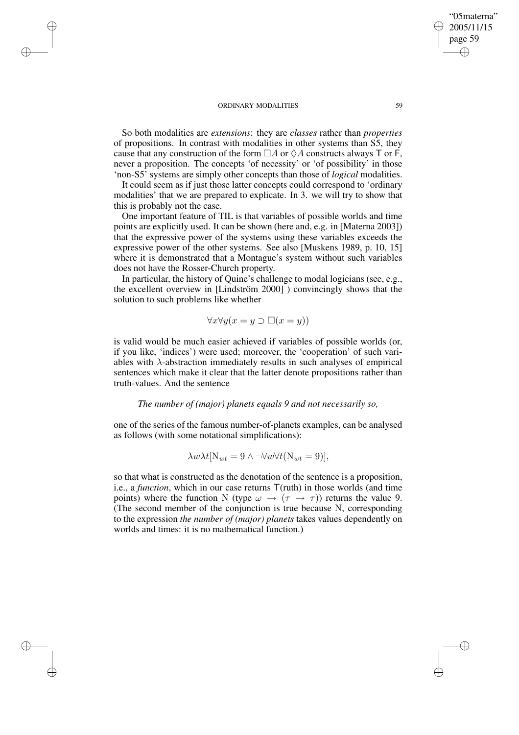So both modalities are *extensions*: they are *classes* rather than *properties* of propositions. In contrast with modalities in other systems than S5, they cause that any construction of the form $\Box A$ or $\Diamond A$ constructs always T or F, never a proposition. The concepts 'of necessity' or 'of possibility' in those 'non-S5' systems are simply other concepts than those of *logical* modalities.

It could seem as if just those latter concepts could correspond to 'ordinary modalities' that we are prepared to explicate. In 3. we will try to show that this is probably not the case.

One important feature of TIL is that variables of possible worlds and time points are explicitly used. It can be shown (here and, e.g. in [Materna 2003]) that the expressive power of the systems using these variables exceeds the expressive power of the other systems. See also [Muskens 1989, p. 10, 15] where it is demonstrated that a Montague's system without such variables does not have the Rosser-Church property.

In particular, the history of Quine's challenge to modal logicians (see, e.g., the excellent overview in [Lindström 2000] ) convincingly shows that the solution to such problems like whether

$$\forall x \forall y (x = y \supset \Box(x = y))$$

is valid would be much easier achieved if variables of possible worlds (or, if you like, 'indices') were used; moreover, the 'cooperation' of such variables with $\lambda$-abstraction immediately results in such analyses of empirical sentences which make it clear that the latter denote propositions rather than truth-values. And the sentence

*The number of (major) planets equals 9 and not necessarily so,*

one of the series of the famous number-of-planets examples, can be analysed as follows (with some notational simplifications):

$$\lambda w \lambda t [\mathrm{N}_{wt} = 9 \wedge \neg \forall w \forall t (\mathrm{N}_{wt} = 9)],$$

so that what is constructed as the denotation of the sentence is a proposition, i.e., a *function*, which in our case returns T(ruth) in those worlds (and time points) where the function N (type $\omega \rightarrow (\tau \rightarrow \tau)$) returns the value 9. (The second member of the conjunction is true because N, corresponding to the expression *the number of (major) planets* takes values dependently on worlds and times: it is no mathematical function.)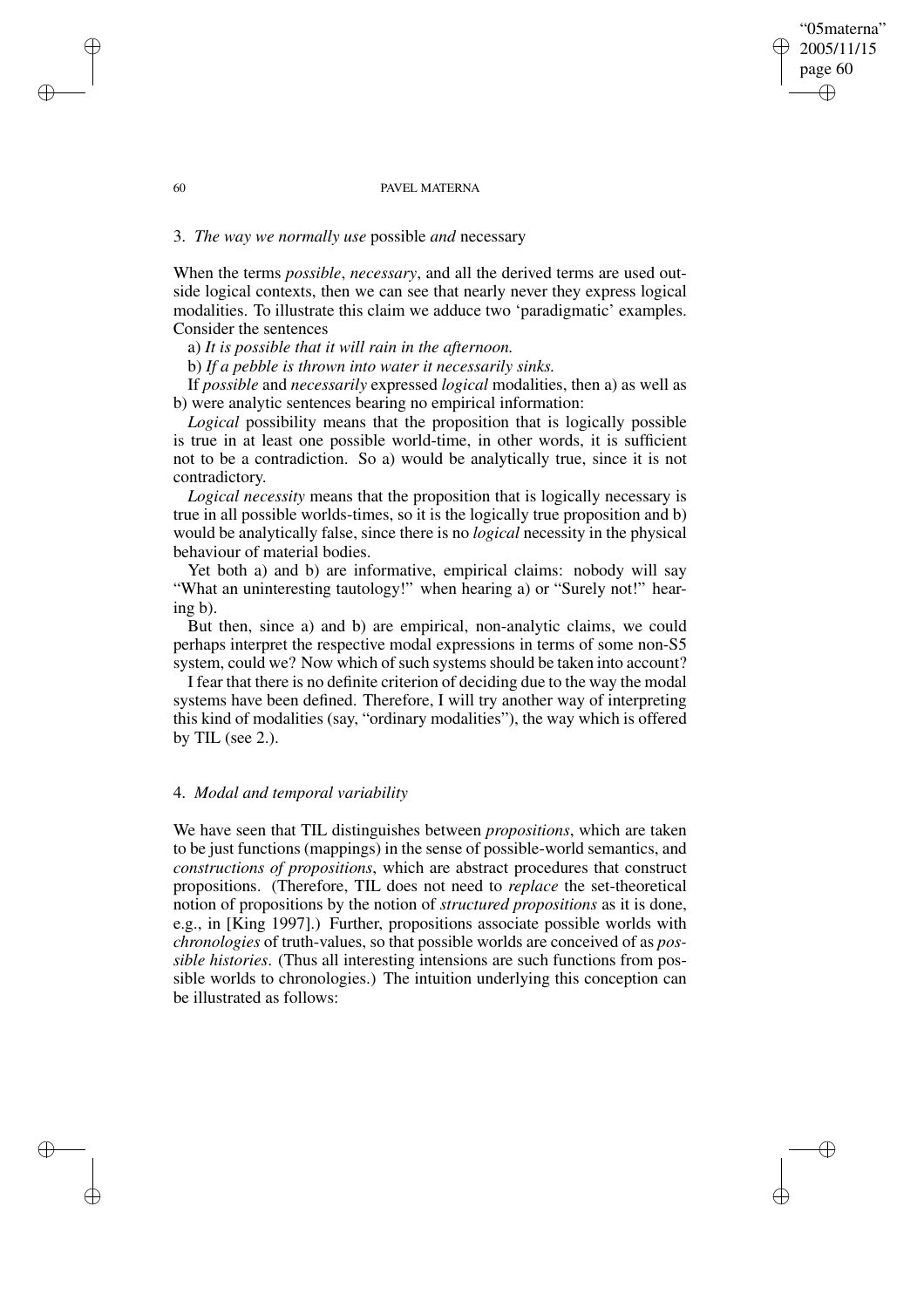## 3. *The way we normally use* possible *and* necessary

When the terms *possible*, *necessary*, and all the derived terms are used outside logical contexts, then we can see that nearly never they express logical modalities. To illustrate this claim we adduce two 'paradigmatic' examples. Consider the sentences

a) *It is possible that it will rain in the afternoon.*

b) *If a pebble is thrown into water it necessarily sinks.*

If *possible* and *necessarily* expressed *logical* modalities, then a) as well as b) were analytic sentences bearing no empirical information:

*Logical* possibility means that the proposition that is logically possible is true in at least one possible world-time, in other words, it is sufficient not to be a contradiction. So a) would be analytically true, since it is not contradictory.

*Logical necessity* means that the proposition that is logically necessary is true in all possible worlds-times, so it is the logically true proposition and b) would be analytically false, since there is no *logical* necessity in the physical behaviour of material bodies.

Yet both a) and b) are informative, empirical claims: nobody will say "What an uninteresting tautology!" when hearing a) or "Surely not!" hearing b).

But then, since a) and b) are empirical, non-analytic claims, we could perhaps interpret the respective modal expressions in terms of some non-S5 system, could we? Now which of such systems should be taken into account?

I fear that there is no definite criterion of deciding due to the way the modal systems have been defined. Therefore, I will try another way of interpreting this kind of modalities (say, "ordinary modalities"), the way which is offered by TIL (see 2.).

## 4. *Modal and temporal variability*

We have seen that TIL distinguishes between *propositions*, which are taken to be just functions (mappings) in the sense of possible-world semantics, and *constructions of propositions*, which are abstract procedures that construct propositions. (Therefore, TIL does not need to *replace* the set-theoretical notion of propositions by the notion of *structured propositions* as it is done, e.g., in [King 1997].) Further, propositions associate possible worlds with *chronologies* of truth-values, so that possible worlds are conceived of as *possible histories*. (Thus all interesting intensions are such functions from possible worlds to chronologies.) The intuition underlying this conception can be illustrated as follows: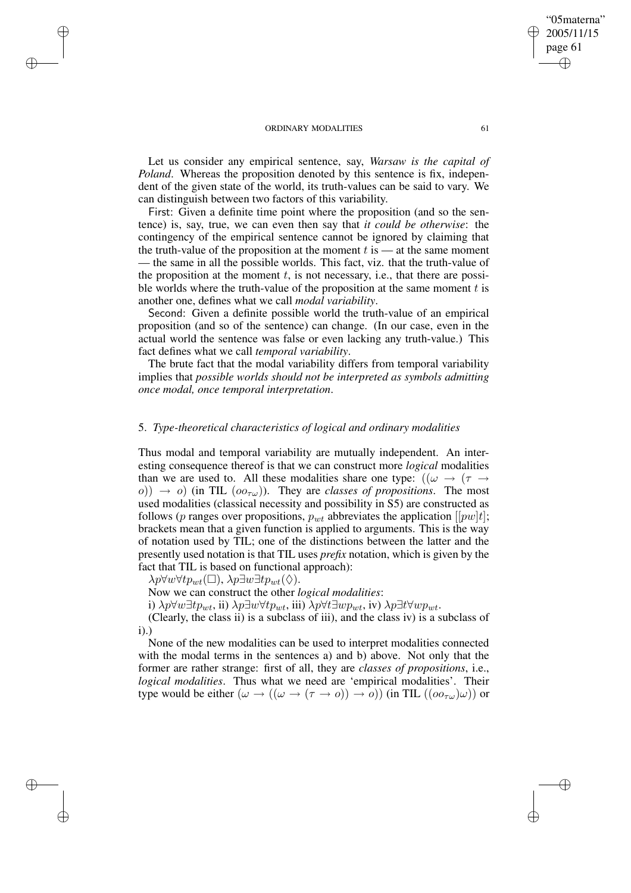Let us consider any empirical sentence, say, *Warsaw is the capital of Poland*. Whereas the proposition denoted by this sentence is fix, independent of the given state of the world, its truth-values can be said to vary. We can distinguish between two factors of this variability.

First: Given a definite time point where the proposition (and so the sentence) is, say, true, we can even then say that *it could be otherwise*: the contingency of the empirical sentence cannot be ignored by claiming that the truth-value of the proposition at the moment $t$ is — at the same moment — the same in all the possible worlds. This fact, viz. that the truth-value of the proposition at the moment $t$, is not necessary, i.e., that there are possible worlds where the truth-value of the proposition at the same moment $t$ is another one, defines what we call *modal variability*.

Second: Given a definite possible world the truth-value of an empirical proposition (and so of the sentence) can change. (In our case, even in the actual world the sentence was false or even lacking any truth-value.) This fact defines what we call *temporal variability*.

The brute fact that the modal variability differs from temporal variability implies that *possible worlds should not be interpreted as symbols admitting once modal, once temporal interpretation*.

## 5. *Type-theoretical characteristics of logical and ordinary modalities*

Thus modal and temporal variability are mutually independent. An interesting consequence thereof is that we can construct more *logical* modalities than we are used to. All these modalities share one type: $((\omega \rightarrow (\tau \rightarrow o)) \rightarrow o)$ (in TIL $(oo_{\tau\omega})$). They are *classes of propositions*. The most used modalities (classical necessity and possibility in S5) are constructed as follows ($p$ ranges over propositions, $p_{wt}$ abbreviates the application $[[pw]t]$; brackets mean that a given function is applied to arguments. This is the way of notation used by TIL; one of the distinctions between the latter and the presently used notation is that TIL uses *prefix* notation, which is given by the fact that TIL is based on functional approach):

$\lambda p \forall w \forall t p_{wt}(\Box)$, $\lambda p \exists w \exists t p_{wt}(\Diamond)$.

Now we can construct the other *logical modalities*:

i) $\lambda p \forall w \exists t p_{wt}$, ii) $\lambda p \exists w \forall t p_{wt}$, iii) $\lambda p \forall t \exists w p_{wt}$, iv) $\lambda p \exists t \forall w p_{wt}$.

(Clearly, the class ii) is a subclass of iii), and the class iv) is a subclass of i).)

None of the new modalities can be used to interpret modalities connected with the modal terms in the sentences a) and b) above. Not only that the former are rather strange: first of all, they are *classes of propositions*, i.e., *logical modalities*. Thus what we need are 'empirical modalities'. Their type would be either $(\omega \rightarrow ((\omega \rightarrow (\tau \rightarrow o)) \rightarrow o))$ (in TIL $((oo_{\tau\omega})\omega)$) or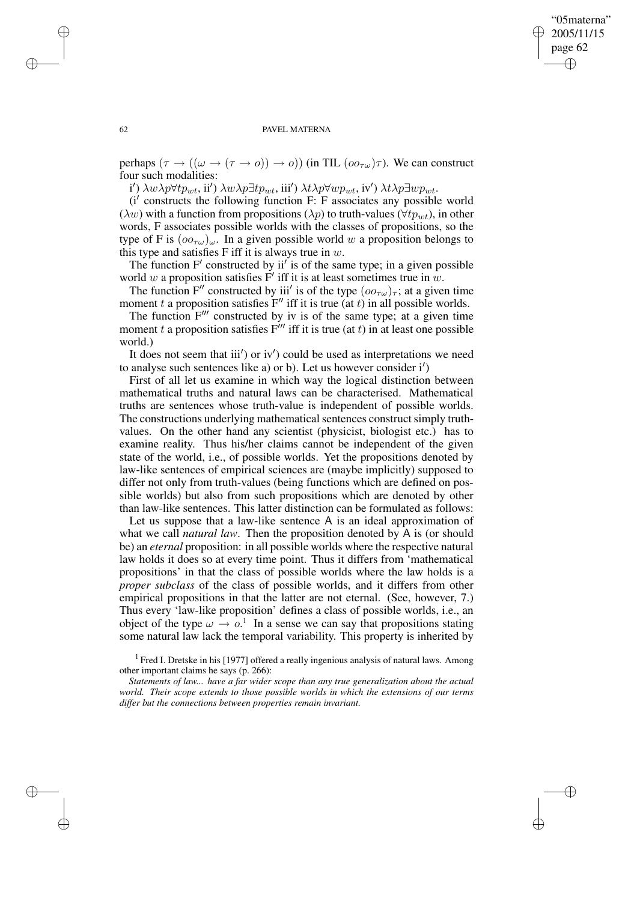perhaps $(\tau \rightarrow ((\omega \rightarrow (\tau \rightarrow o)) \rightarrow o))$ (in TIL $(oo_{\tau\omega})\tau$). We can construct four such modalities:

i′) $\lambda w \lambda p \forall t p_{wt}$, ii′) $\lambda w \lambda p \exists t p_{wt}$, iii′) $\lambda t \lambda p \forall w p_{wt}$, iv′) $\lambda t \lambda p \exists w p_{wt}$.

(i′ constructs the following function F: F associates any possible world ($\lambda w$) with a function from propositions ($\lambda p$) to truth-values ($\forall t p_{wt}$), in other words, F associates possible worlds with the classes of propositions, so the type of F is $(oo_{\tau\omega})_{\omega}$. In a given possible world $w$ a proposition belongs to this type and satisfies F iff it is always true in $w$.

The function F′ constructed by ii′ is of the same type; in a given possible world $w$ a proposition satisfies F′ iff it is at least sometimes true in $w$.

The function F″ constructed by iii′ is of the type $(oo_{\tau\omega})_{\tau}$; at a given time moment $t$ a proposition satisfies F″ iff it is true (at $t$) in all possible worlds.

The function F‴ constructed by iv is of the same type; at a given time moment $t$ a proposition satisfies F‴ iff it is true (at $t$) in at least one possible world.)

It does not seem that iii′) or iv′) could be used as interpretations we need to analyse such sentences like a) or b). Let us however consider i′)

First of all let us examine in which way the logical distinction between mathematical truths and natural laws can be characterised. Mathematical truths are sentences whose truth-value is independent of possible worlds. The constructions underlying mathematical sentences construct simply truth-values. On the other hand any scientist (physicist, biologist etc.) has to examine reality. Thus his/her claims cannot be independent of the given state of the world, i.e., of possible worlds. Yet the propositions denoted by law-like sentences of empirical sciences are (maybe implicitly) supposed to differ not only from truth-values (being functions which are defined on possible worlds) but also from such propositions which are denoted by other than law-like sentences. This latter distinction can be formulated as follows:

Let us suppose that a law-like sentence A is an ideal approximation of what we call *natural law*. Then the proposition denoted by A is (or should be) an *eternal* proposition: in all possible worlds where the respective natural law holds it does so at every time point. Thus it differs from 'mathematical propositions' in that the class of possible worlds where the law holds is a *proper subclass* of the class of possible worlds, and it differs from other empirical propositions in that the latter are not eternal. (See, however, 7.) Thus every 'law-like proposition' defines a class of possible worlds, i.e., an object of the type $\omega \rightarrow o$.[1] In a sense we can say that propositions stating some natural law lack the temporal variability. This property is inherited by

[1] Fred I. Dretske in his [1977] offered a really ingenious analysis of natural laws. Among other important claims he says (p. 266):

*Statements of law... have a far wider scope than any true generalization about the actual world. Their scope extends to those possible worlds in which the extensions of our terms differ but the connections between properties remain invariant.*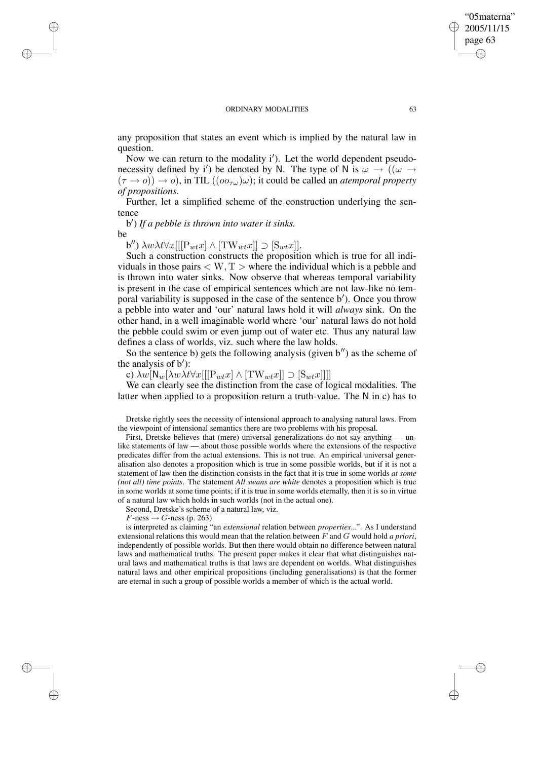any proposition that states an event which is implied by the natural law in question.

Now we can return to the modality i′). Let the world dependent pseudo-necessity defined by i′) be denoted by N. The type of N is $\omega \rightarrow ((\omega \rightarrow (\tau \rightarrow o)) \rightarrow o)$, in TIL $((oo_{\tau\omega})\omega)$; it could be called an *atemporal property of propositions*.

Further, let a simplified scheme of the construction underlying the sentence

b′) *If a pebble is thrown into water it sinks.*

be

b″) $\lambda w \lambda t \forall x[[[\mathrm{P}_{wt}x] \wedge [\mathrm{TW}_{wt}x]] \supset [\mathrm{S}_{wt}x]]$.

Such a construction constructs the proposition which is true for all individuals in those pairs $<\mathrm{W}, \mathrm{T}>$ where the individual which is a pebble and is thrown into water sinks. Now observe that whereas temporal variability is present in the case of empirical sentences which are not law-like no temporal variability is supposed in the case of the sentence b′). Once you throw a pebble into water and 'our' natural laws hold it will *always* sink. On the other hand, in a well imaginable world where 'our' natural laws do not hold the pebble could swim or even jump out of water etc. Thus any natural law defines a class of worlds, viz. such where the law holds.

So the sentence b) gets the following analysis (given b″) as the scheme of the analysis of b′):

c) $\lambda w[\mathsf{N}_w[\lambda w \lambda t \forall x[[[\mathrm{P}_{wt}x] \wedge [\mathrm{TW}_{wt}x]] \supset [\mathrm{S}_{wt}x]]]]$

We can clearly see the distinction from the case of logical modalities. The latter when applied to a proposition return a truth-value. The N in c) has to

Dretske rightly sees the necessity of intensional approach to analysing natural laws. From the viewpoint of intensional semantics there are two problems with his proposal.

First, Dretske believes that (mere) universal generalizations do not say anything — unlike statements of law — about those possible worlds where the extensions of the respective predicates differ from the actual extensions. This is not true. An empirical universal generalisation also denotes a proposition which is true in some possible worlds, but if it is not a statement of law then the distinction consists in the fact that it is true in some worlds *at some (not all) time points*. The statement *All swans are white* denotes a proposition which is true in some worlds at some time points; if it is true in some worlds eternally, then it is so in virtue of a natural law which holds in such worlds (not in the actual one).

Second, Dretske's scheme of a natural law, viz.

$F$-ness $\rightarrow G$-ness (p. 263)

is interpreted as claiming "an *extensional* relation between *properties*...". As I understand extensional relations this would mean that the relation between $F$ and $G$ would hold *a priori*, independently of possible worlds. But then there would obtain no difference between natural laws and mathematical truths. The present paper makes it clear that what distinguishes natural laws and mathematical truths is that laws are dependent on worlds. What distinguishes natural laws and other empirical propositions (including generalisations) is that the former are eternal in such a group of possible worlds a member of which is the actual world.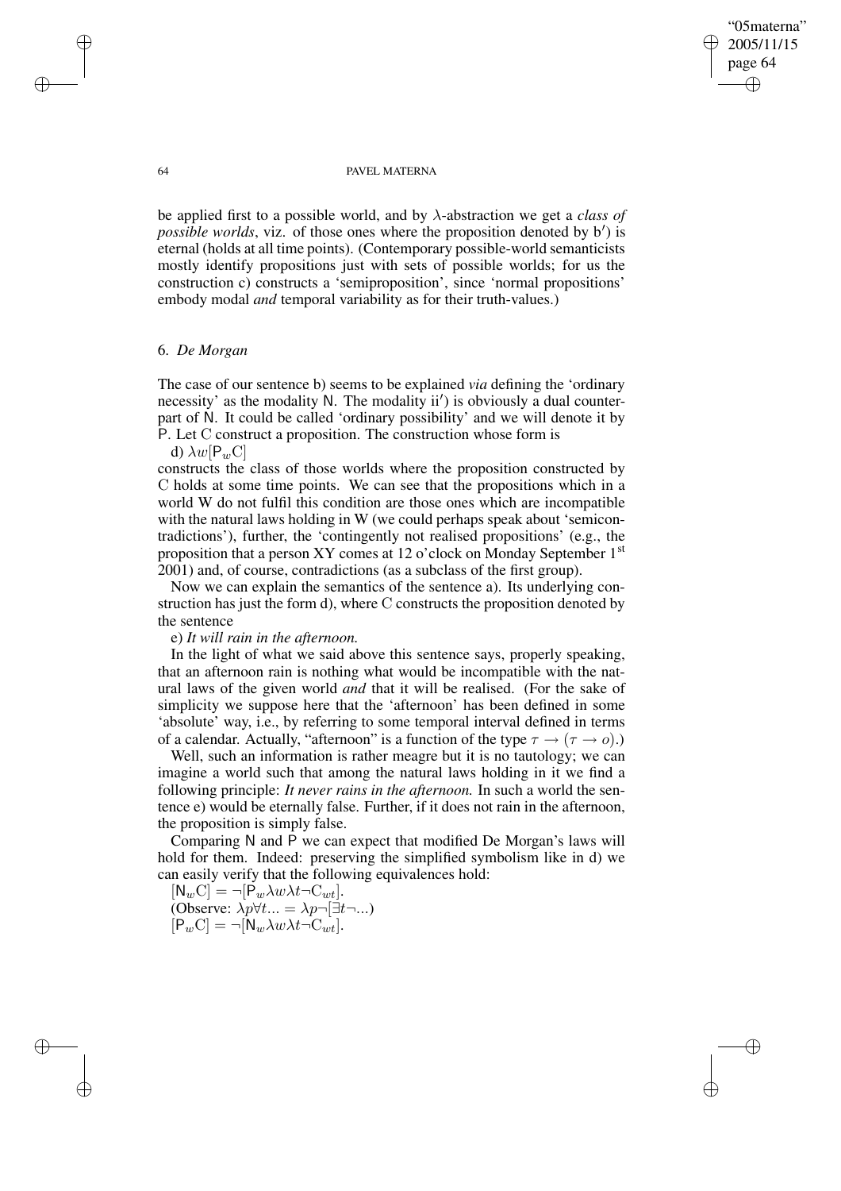be applied first to a possible world, and by $\lambda$-abstraction we get a *class of possible worlds*, viz. of those ones where the proposition denoted by b′) is eternal (holds at all time points). (Contemporary possible-world semanticists mostly identify propositions just with sets of possible worlds; for us the construction c) constructs a 'semiproposition', since 'normal propositions' embody modal *and* temporal variability as for their truth-values.)

## 6. *De Morgan*

The case of our sentence b) seems to be explained *via* defining the 'ordinary necessity' as the modality N. The modality ii′) is obviously a dual counterpart of N. It could be called 'ordinary possibility' and we will denote it by P. Let C construct a proposition. The construction whose form is

d) $\lambda w[\mathsf{P}_w \mathrm{C}]$

constructs the class of those worlds where the proposition constructed by C holds at some time points. We can see that the propositions which in a world W do not fulfil this condition are those ones which are incompatible with the natural laws holding in W (we could perhaps speak about 'semicontradictions'), further, the 'contingently not realised propositions' (e.g., the proposition that a person XY comes at 12 o'clock on Monday September 1st 2001) and, of course, contradictions (as a subclass of the first group).

Now we can explain the semantics of the sentence a). Its underlying construction has just the form d), where C constructs the proposition denoted by the sentence

e) *It will rain in the afternoon.*

In the light of what we said above this sentence says, properly speaking, that an afternoon rain is nothing what would be incompatible with the natural laws of the given world *and* that it will be realised. (For the sake of simplicity we suppose here that the 'afternoon' has been defined in some 'absolute' way, i.e., by referring to some temporal interval defined in terms of a calendar. Actually, "afternoon" is a function of the type $\tau \to (\tau \to o)$.)

Well, such an information is rather meagre but it is no tautology; we can imagine a world such that among the natural laws holding in it we find a following principle: *It never rains in the afternoon.* In such a world the sentence e) would be eternally false. Further, if it does not rain in the afternoon, the proposition is simply false.

Comparing N and P we can expect that modified De Morgan's laws will hold for them. Indeed: preserving the simplified symbolism like in d) we can easily verify that the following equivalences hold:

$[\mathsf{N}_w \mathrm{C}] = \neg[\mathsf{P}_w \lambda w \lambda t \neg \mathrm{C}_{wt}]$.

(Observe: $\lambda p \forall t \ldots = \lambda p \neg[\exists t \neg \ldots)$

$[\mathsf{P}_w \mathrm{C}] = \neg[\mathsf{N}_w \lambda w \lambda t \neg \mathrm{C}_{wt}]$.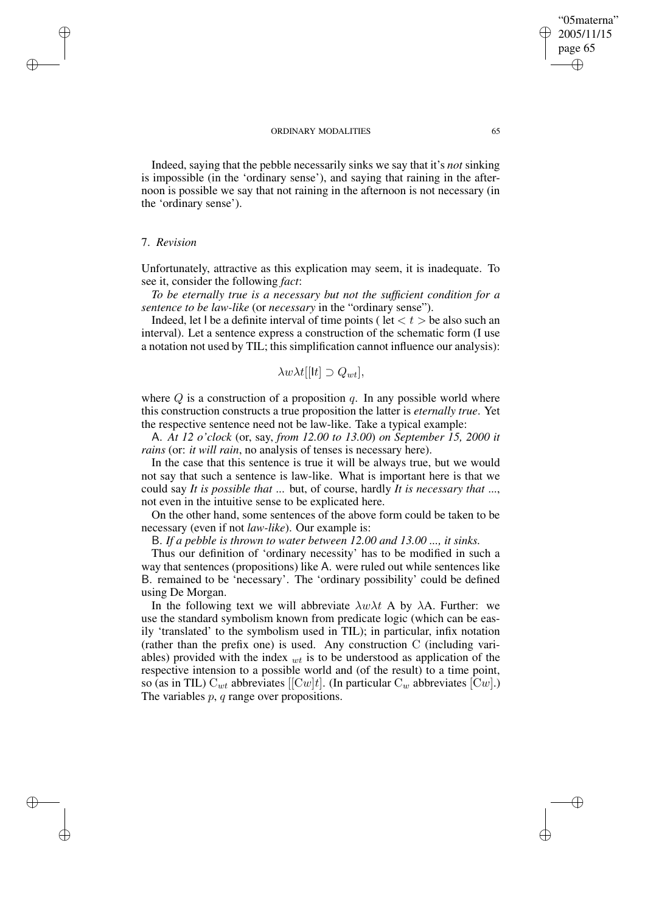Indeed, saying that the pebble necessarily sinks we say that it's *not* sinking is impossible (in the 'ordinary sense'), and saying that raining in the afternoon is possible we say that not raining in the afternoon is not necessary (in the 'ordinary sense').

## 7. *Revision*

Unfortunately, attractive as this explication may seem, it is inadequate. To see it, consider the following *fact*:

*To be eternally true is a necessary but not the sufficient condition for a sentence to be law-like* (or *necessary* in the "ordinary sense").

Indeed, let I be a definite interval of time points ( let $< t >$ be also such an interval). Let a sentence express a construction of the schematic form (I use a notation not used by TIL; this simplification cannot influence our analysis):

$$\lambda w \lambda t[[\mathsf{I}t] \supset Q_{wt}],$$

where $Q$ is a construction of a proposition $q$. In any possible world where this construction constructs a true proposition the latter is *eternally true*. Yet the respective sentence need not be law-like. Take a typical example:

A. *At 12 o'clock* (or, say, *from 12.00 to 13.00*) *on September 15, 2000 it rains* (or: *it will rain*, no analysis of tenses is necessary here).

In the case that this sentence is true it will be always true, but we would not say that such a sentence is law-like. What is important here is that we could say *It is possible that ...* but, of course, hardly *It is necessary that ...*, not even in the intuitive sense to be explicated here.

On the other hand, some sentences of the above form could be taken to be necessary (even if not *law-like*). Our example is:

B. *If a pebble is thrown to water between 12.00 and 13.00 ..., it sinks.*

Thus our definition of 'ordinary necessity' has to be modified in such a way that sentences (propositions) like A. were ruled out while sentences like B. remained to be 'necessary'. The 'ordinary possibility' could be defined using De Morgan.

In the following text we will abbreviate $\lambda w \lambda t$ A by $\lambda$A. Further: we use the standard symbolism known from predicate logic (which can be easily 'translated' to the symbolism used in TIL); in particular, infix notation (rather than the prefix one) is used. Any construction C (including variables) provided with the index $_{wt}$ is to be understood as application of the respective intension to a possible world and (of the result) to a time point, so (as in TIL) $\mathrm{C}_{wt}$ abbreviates $[[\mathrm{C}w]t]$. (In particular $\mathrm{C}_w$ abbreviates $[\mathrm{C}w]$.) The variables $p$, $q$ range over propositions.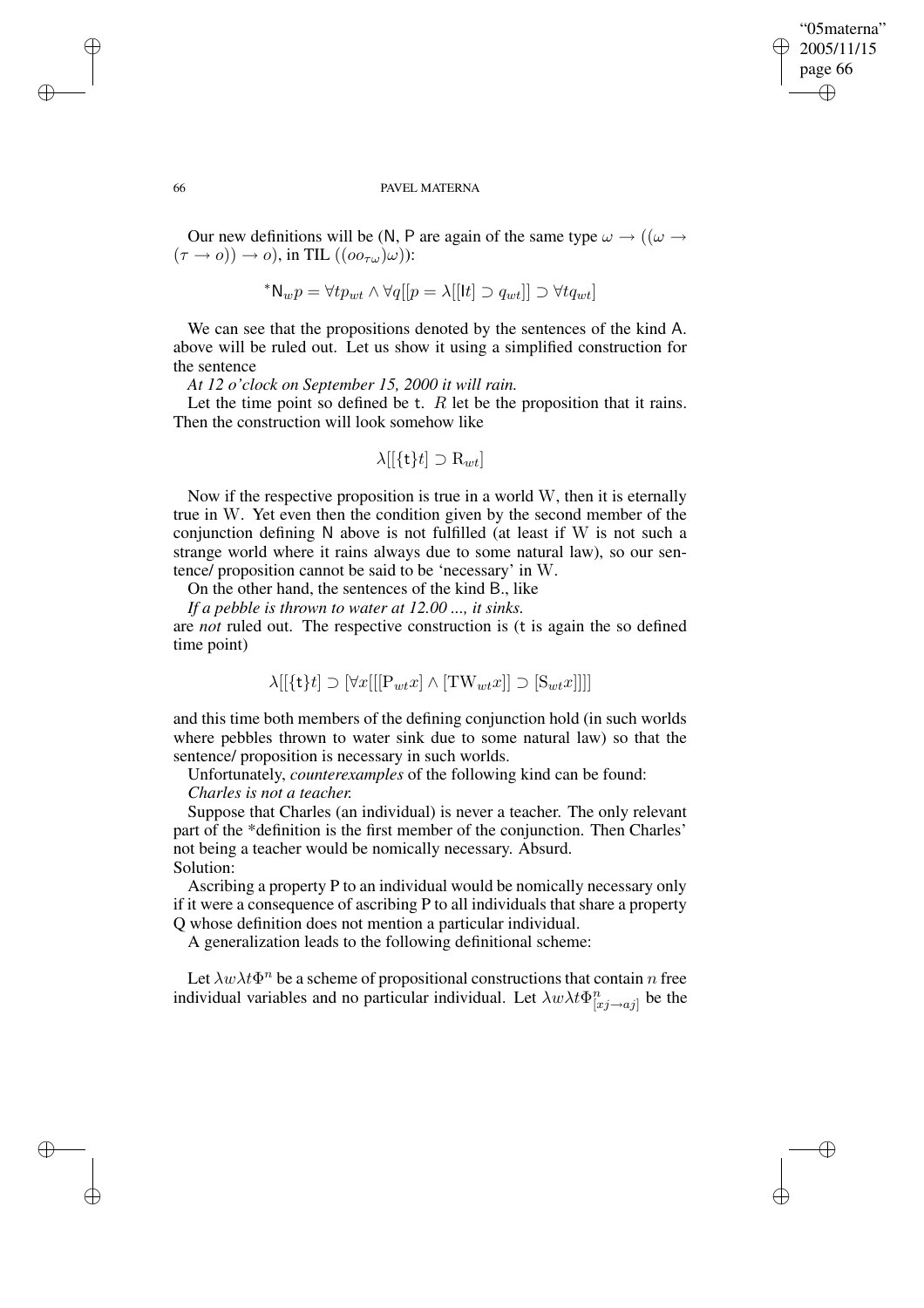Our new definitions will be (N, P are again of the same type $\omega \rightarrow ((\omega \rightarrow (\tau \rightarrow o)) \rightarrow o)$, in TIL $((oo_{\tau\omega})\omega)$):

$$^{*}\mathsf{N}_{w}p = \forall tp_{wt} \wedge \forall q[[p = \lambda[[\mathsf{I}t] \supset q_{wt}]] \supset \forall tq_{wt}]$$

We can see that the propositions denoted by the sentences of the kind A. above will be ruled out. Let us show it using a simplified construction for the sentence

*At 12 o'clock on September 15, 2000 it will rain.*

Let the time point so defined be $\mathsf{t}$. $R$ let be the proposition that it rains. Then the construction will look somehow like

$$\lambda[[\{\mathsf{t}\}t] \supset \mathrm{R}_{wt}]$$

Now if the respective proposition is true in a world W, then it is eternally true in W. Yet even then the condition given by the second member of the conjunction defining N above is not fulfilled (at least if W is not such a strange world where it rains always due to some natural law), so our sentence/ proposition cannot be said to be 'necessary' in W.

On the other hand, the sentences of the kind B., like

*If a pebble is thrown to water at 12.00 ..., it sinks.*

are *not* ruled out. The respective construction is ($\mathsf{t}$ is again the so defined time point)

$$\lambda[[\{\mathsf{t}\}t] \supset [\forall x[[[\mathrm{P}_{wt}x] \wedge [\mathrm{TW}_{wt}x]] \supset [\mathrm{S}_{wt}x]]]]$$

and this time both members of the defining conjunction hold (in such worlds where pebbles thrown to water sink due to some natural law) so that the sentence/ proposition is necessary in such worlds.

Unfortunately, *counterexamples* of the following kind can be found:

*Charles is not a teacher.*

Suppose that Charles (an individual) is never a teacher. The only relevant part of the *definition is the first member of the conjunction. Then Charles' not being a teacher would be nomically necessary. Absurd.

Solution:

Ascribing a property P to an individual would be nomically necessary only if it were a consequence of ascribing P to all individuals that share a property Q whose definition does not mention a particular individual.

A generalization leads to the following definitional scheme:

Let $\lambda w\lambda t\Phi^{n}$ be a scheme of propositional constructions that contain $n$ free individual variables and no particular individual. Let $\lambda w\lambda t\Phi^{n}_{[xj\rightarrow aj]}$ be the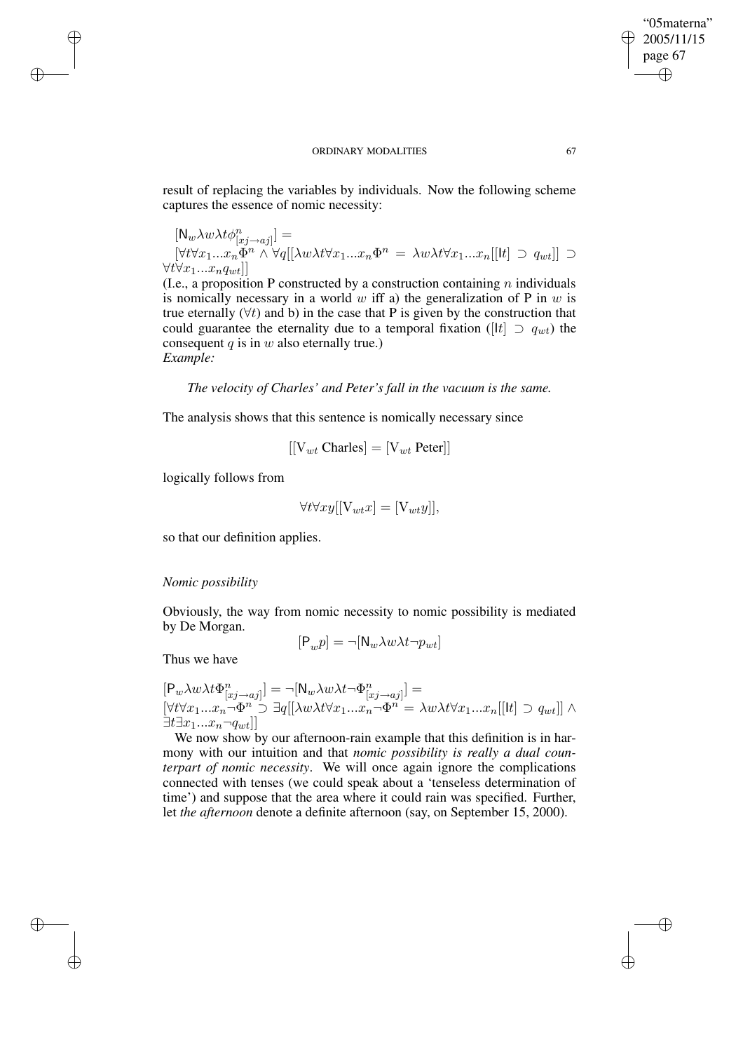result of replacing the variables by individuals. Now the following scheme captures the essence of nomic necessity:

$[\mathsf{N}_w \lambda w \lambda t \phi^n_{[xj \rightarrow aj]}] =$
$[\forall t \forall x_1 ... x_n \Phi^n \wedge \forall q[[\lambda w \lambda t \forall x_1 ... x_n \Phi^n = \lambda w \lambda t \forall x_1 ... x_n [[\mathsf{I}t] \supset q_{wt}]] \supset \forall t \forall x_1 ... x_n q_{wt}]]$

(I.e., a proposition P constructed by a construction containing $n$ individuals is nomically necessary in a world $w$ iff a) the generalization of P in $w$ is true eternally ($\forall t$) and b) in the case that P is given by the construction that could guarantee the eternality due to a temporal fixation ($[\mathsf{I}t] \supset q_{wt}$) the consequent $q$ is in $w$ also eternally true.)

*Example:*

*The velocity of Charles' and Peter's fall in the vacuum is the same.*

The analysis shows that this sentence is nomically necessary since

$$[[\mathrm{V}_{wt} \text{ Charles}] = [\mathrm{V}_{wt} \text{ Peter}]]$$

logically follows from

$$\forall t \forall xy[[\mathrm{V}_{wt} x] = [\mathrm{V}_{wt} y]],$$

so that our definition applies.

*Nomic possibility*

Obviously, the way from nomic necessity to nomic possibility is mediated by De Morgan.

$$[\mathsf{P}_w p] = \neg[\mathsf{N}_w \lambda w \lambda t \neg p_{wt}]$$

Thus we have

$[\mathsf{P}_w \lambda w \lambda t \Phi^n_{[xj \rightarrow aj]}] = \neg[\mathsf{N}_w \lambda w \lambda t \neg \Phi^n_{[xj \rightarrow aj]}] =$
$[\forall t \forall x_1 ... x_n \neg \Phi^n \supset \exists q[[\lambda w \lambda t \forall x_1 ... x_n \neg \Phi^n = \lambda w \lambda t \forall x_1 ... x_n [[\mathsf{I}t] \supset q_{wt}]] \wedge \exists t \exists x_1 ... x_n \neg q_{wt}]]$

We now show by our afternoon-rain example that this definition is in harmony with our intuition and that *nomic possibility is really a dual counterpart of nomic necessity*. We will once again ignore the complications connected with tenses (we could speak about a 'tenseless determination of time') and suppose that the area where it could rain was specified. Further, let *the afternoon* denote a definite afternoon (say, on September 15, 2000).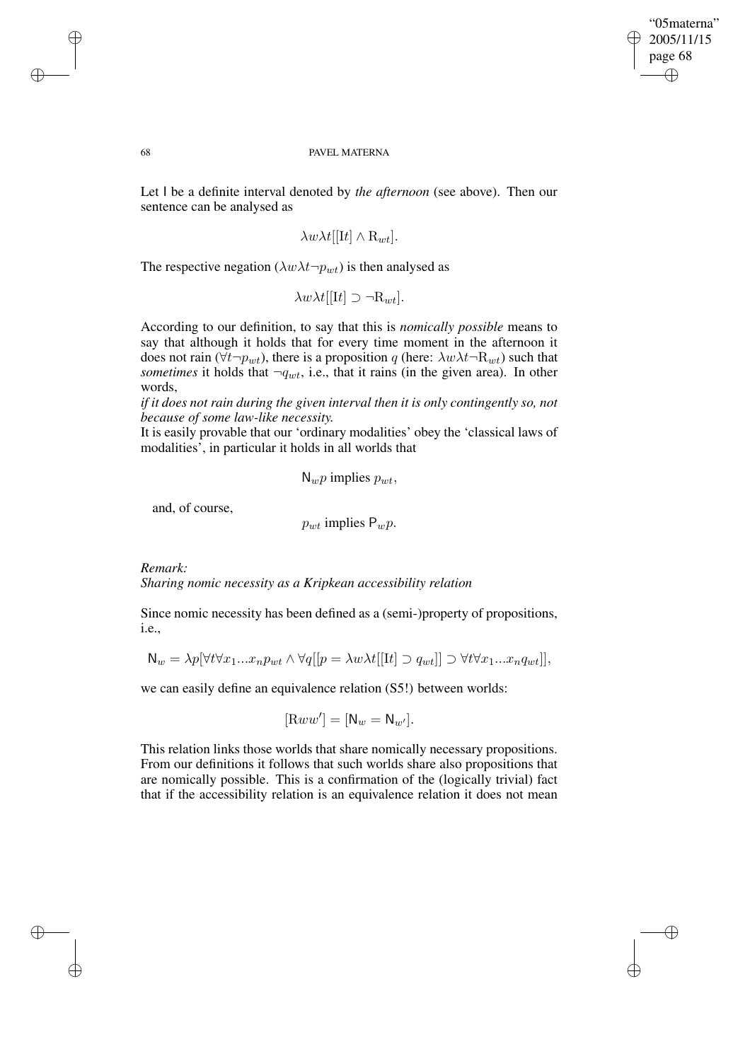Let I be a definite interval denoted by *the afternoon* (see above). Then our sentence can be analysed as

$$\lambda w \lambda t[[\mathrm{I}t] \wedge \mathrm{R}_{wt}].$$

The respective negation ($\lambda w \lambda t \neg p_{wt}$) is then analysed as

$$\lambda w \lambda t[[\mathrm{I}t] \supset \neg \mathrm{R}_{wt}].$$

According to our definition, to say that this is *nomically possible* means to say that although it holds that for every time moment in the afternoon it does not rain ($\forall t \neg p_{wt}$), there is a proposition $q$ (here: $\lambda w \lambda t \neg \mathrm{R}_{wt}$) such that *sometimes* it holds that $\neg q_{wt}$, i.e., that it rains (in the given area). In other words,

*if it does not rain during the given interval then it is only contingently so, not because of some law-like necessity.*

It is easily provable that our 'ordinary modalities' obey the 'classical laws of modalities', in particular it holds in all worlds that

$$\mathsf{N}_w p \text{ implies } p_{wt},$$

and, of course,

$$p_{wt} \text{ implies } \mathsf{P}_w p.$$

*Remark:*

*Sharing nomic necessity as a Kripkean accessibility relation*

Since nomic necessity has been defined as a (semi-)property of propositions, i.e.,

$$\mathsf{N}_w = \lambda p[\forall t \forall x_1 ... x_n p_{wt} \wedge \forall q[[p = \lambda w \lambda t[[\mathrm{I}t] \supset q_{wt}]] \supset \forall t \forall x_1 ... x_n q_{wt}]],$$

we can easily define an equivalence relation (S5!) between worlds:

$$[\mathrm{R}ww'] = [\mathsf{N}_w = \mathsf{N}_{w'}].$$

This relation links those worlds that share nomically necessary propositions. From our definitions it follows that such worlds share also propositions that are nomically possible. This is a confirmation of the (logically trivial) fact that if the accessibility relation is an equivalence relation it does not mean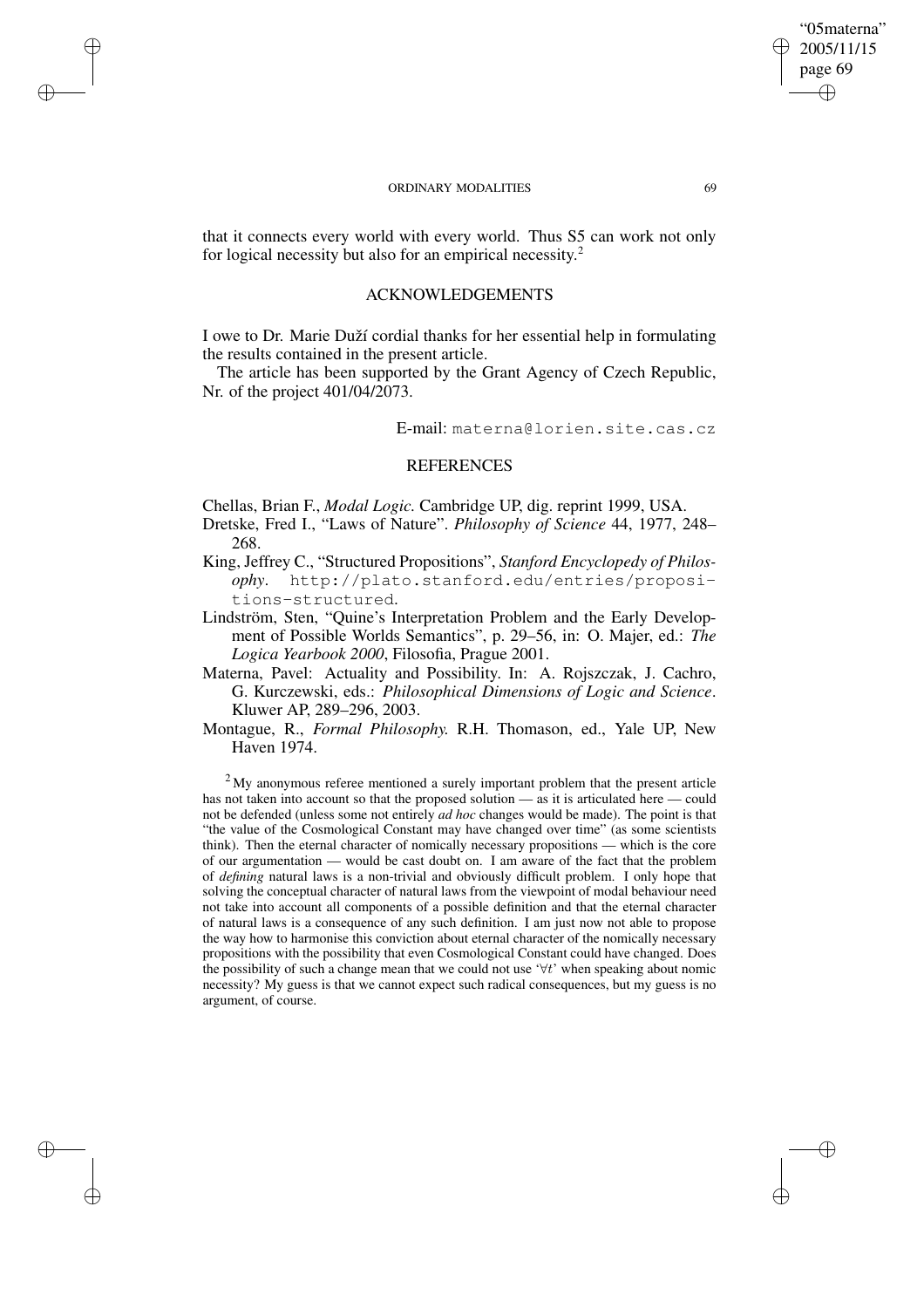that it connects every world with every world. Thus S5 can work not only for logical necessity but also for an empirical necessity.[2]

## ACKNOWLEDGEMENTS

I owe to Dr. Marie Duží cordial thanks for her essential help in formulating the results contained in the present article.

The article has been supported by the Grant Agency of Czech Republic, Nr. of the project 401/04/2073.

E-mail: materna@lorien.site.cas.cz

## REFERENCES

Chellas, Brian F., *Modal Logic*. Cambridge UP, dig. reprint 1999, USA.

Dretske, Fred I., "Laws of Nature". *Philosophy of Science* 44, 1977, 248–268.

King, Jeffrey C., "Structured Propositions", *Stanford Encyclopedy of Philosophy*. http://plato.stanford.edu/entries/propositions-structured.

Lindström, Sten, "Quine's Interpretation Problem and the Early Development of Possible Worlds Semantics", p. 29–56, in: O. Majer, ed.: *The Logica Yearbook 2000*, Filosofia, Prague 2001.

Materna, Pavel: Actuality and Possibility. In: A. Rojszczak, J. Cachro, G. Kurczewski, eds.: *Philosophical Dimensions of Logic and Science*. Kluwer AP, 289–296, 2003.

Montague, R., *Formal Philosophy.* R.H. Thomason, ed., Yale UP, New Haven 1974.

[2] My anonymous referee mentioned a surely important problem that the present article has not taken into account so that the proposed solution — as it is articulated here — could not be defended (unless some not entirely *ad hoc* changes would be made). The point is that "the value of the Cosmological Constant may have changed over time" (as some scientists think). Then the eternal character of nomically necessary propositions — which is the core of our argumentation — would be cast doubt on. I am aware of the fact that the problem of *defining* natural laws is a non-trivial and obviously difficult problem. I only hope that solving the conceptual character of natural laws from the viewpoint of modal behaviour need not take into account all components of a possible definition and that the eternal character of natural laws is a consequence of any such definition. I am just now not able to propose the way how to harmonise this conviction about eternal character of the nomically necessary propositions with the possibility that even Cosmological Constant could have changed. Does the possibility of such a change mean that we could not use '$\forall t$' when speaking about nomic necessity? My guess is that we cannot expect such radical consequences, but my guess is no argument, of course.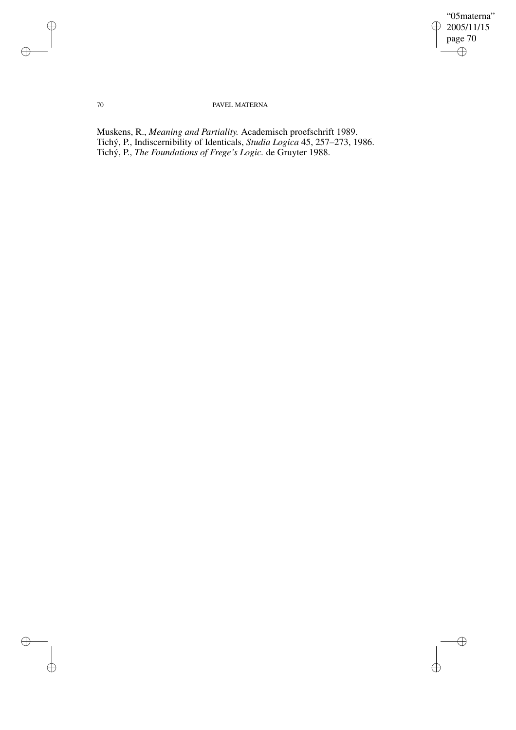Muskens, R., *Meaning and Partiality.* Academisch proefschrift 1989.
Tichý, P., Indiscernibility of Identicals, *Studia Logica* 45, 257–273, 1986.
Tichý, P., *The Foundations of Frege's Logic.* de Gruyter 1988.